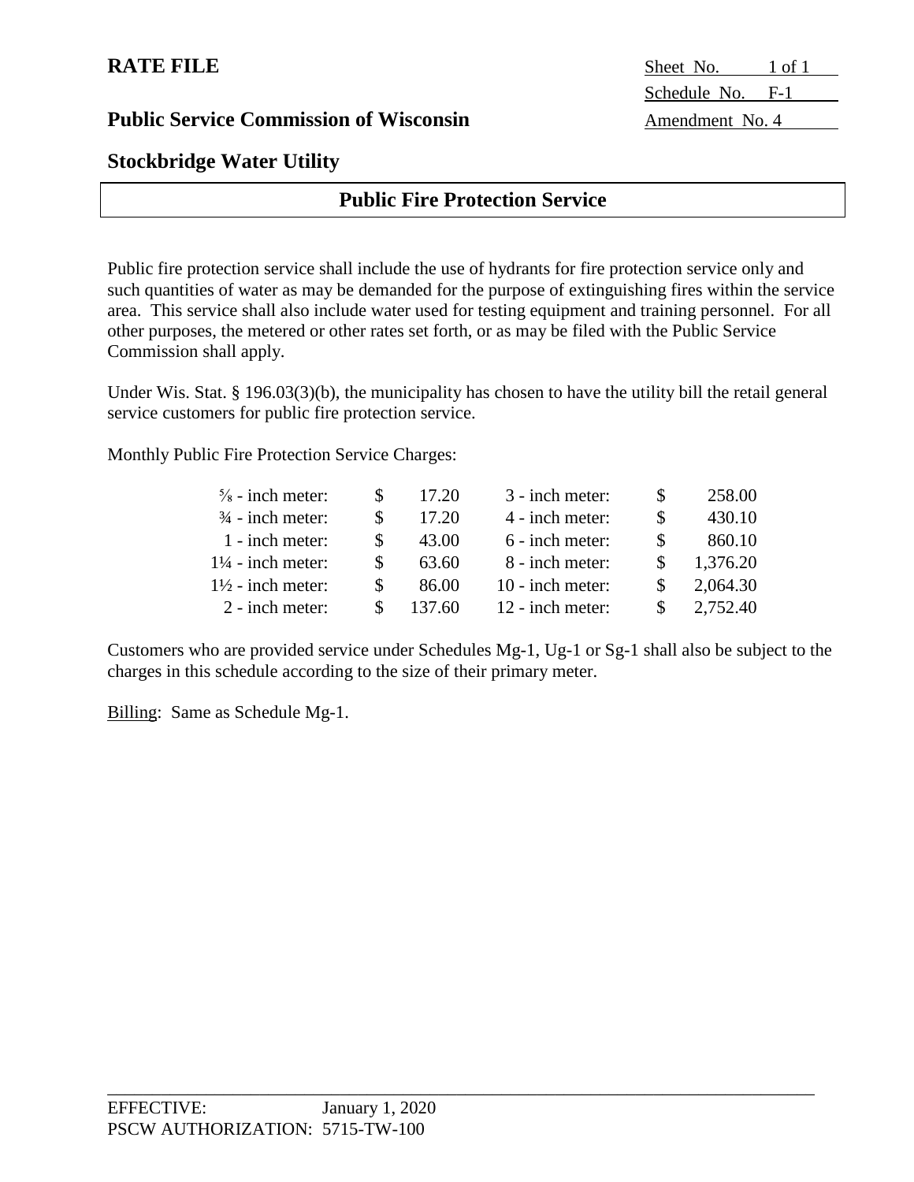**RATE FILE**

Sheet No. 1 of 1
Schedule No. F-1
Amendment No. 4

**Public Service Commission of Wisconsin**

## Stockbridge Water Utility

## Public Fire Protection Service

Public fire protection service shall include the use of hydrants for fire protection service only and such quantities of water as may be demanded for the purpose of extinguishing fires within the service area. This service shall also include water used for testing equipment and training personnel. For all other purposes, the metered or other rates set forth, or as may be filed with the Public Service Commission shall apply.

Under Wis. Stat. § 196.03(3)(b), the municipality has chosen to have the utility bill the retail general service customers for public fire protection service.

Monthly Public Fire Protection Service Charges:

| Meter Size | Charge | Meter Size | Charge |
|---|---|---|---|
| ⅝ - inch meter: | $ 17.20 | 3 - inch meter: | $ 258.00 |
| ¾ - inch meter: | $ 17.20 | 4 - inch meter: | $ 430.10 |
| 1 - inch meter: | $ 43.00 | 6 - inch meter: | $ 860.10 |
| 1¼ - inch meter: | $ 63.60 | 8 - inch meter: | $ 1,376.20 |
| 1½ - inch meter: | $ 86.00 | 10 - inch meter: | $ 2,064.30 |
| 2 - inch meter: | $ 137.60 | 12 - inch meter: | $ 2,752.40 |

Customers who are provided service under Schedules Mg-1, Ug-1 or Sg-1 shall also be subject to the charges in this schedule according to the size of their primary meter.

Billing: Same as Schedule Mg-1.

EFFECTIVE: January 1, 2020
PSCW AUTHORIZATION: 5715-TW-100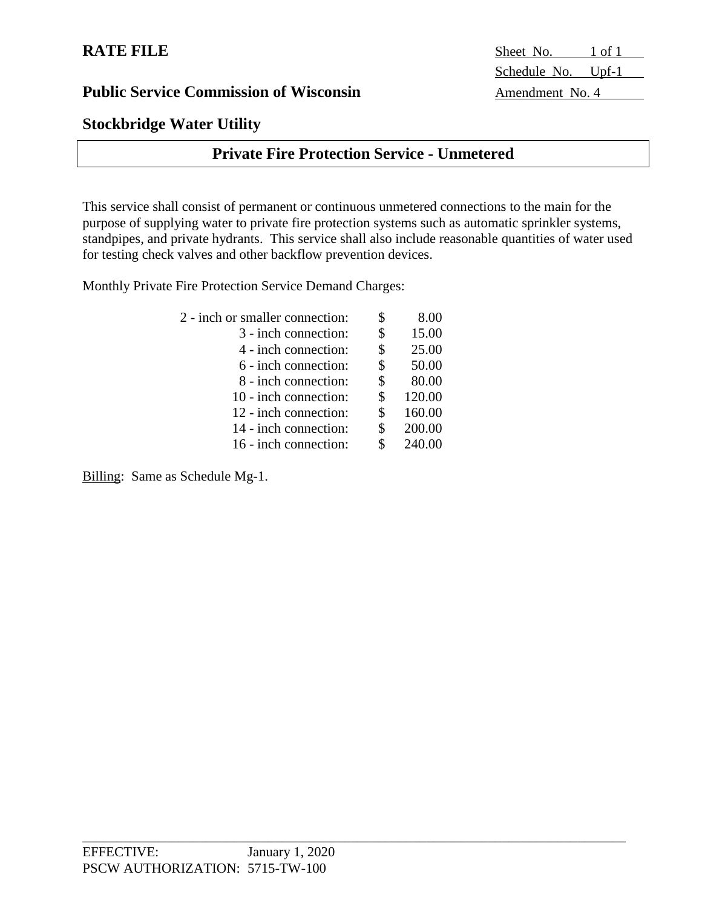**RATE FILE**

**Public Service Commission of Wisconsin**

Sheet No. 1 of 1
Schedule No. Upf-1
Amendment No. 4

## Stockbridge Water Utility

## Private Fire Protection Service - Unmetered

This service shall consist of permanent or continuous unmetered connections to the main for the purpose of supplying water to private fire protection systems such as automatic sprinkler systems, standpipes, and private hydrants. This service shall also include reasonable quantities of water used for testing check valves and other backflow prevention devices.

Monthly Private Fire Protection Service Demand Charges:

| Connection | Charge |
|---|---|
| 2 - inch or smaller connection: | $ 8.00 |
| 3 - inch connection: | $ 15.00 |
| 4 - inch connection: | $ 25.00 |
| 6 - inch connection: | $ 50.00 |
| 8 - inch connection: | $ 80.00 |
| 10 - inch connection: | $ 120.00 |
| 12 - inch connection: | $ 160.00 |
| 14 - inch connection: | $ 200.00 |
| 16 - inch connection: | $ 240.00 |

Billing: Same as Schedule Mg-1.

EFFECTIVE: January 1, 2020
PSCW AUTHORIZATION: 5715-TW-100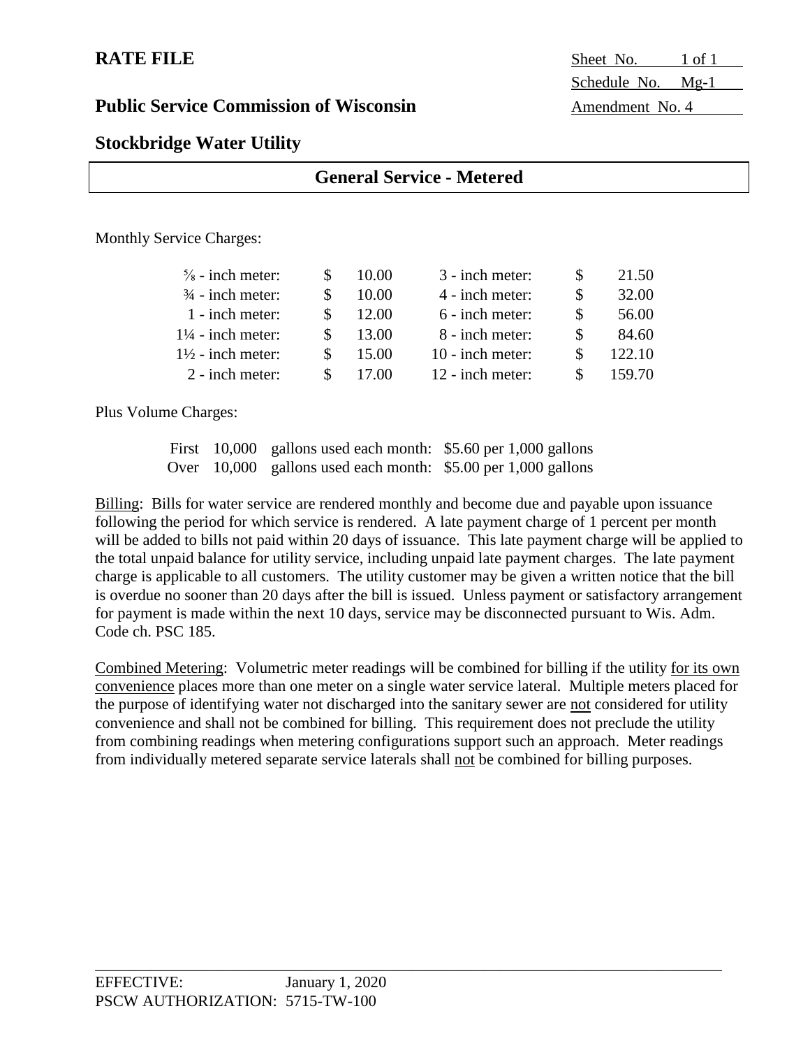**RATE FILE**

Sheet No. 1 of 1
Schedule No. Mg-1
Amendment No. 4

**Public Service Commission of Wisconsin**

**Stockbridge Water Utility**

## General Service - Metered

Monthly Service Charges:

| Meter | Charge | Meter | Charge |
|---|---|---|---|
| ⅝ - inch meter: | $ 10.00 | 3 - inch meter: | $ 21.50 |
| ¾ - inch meter: | $ 10.00 | 4 - inch meter: | $ 32.00 |
| 1 - inch meter: | $ 12.00 | 6 - inch meter: | $ 56.00 |
| 1¼ - inch meter: | $ 13.00 | 8 - inch meter: | $ 84.60 |
| 1½ - inch meter: | $ 15.00 | 10 - inch meter: | $ 122.10 |
| 2 - inch meter: | $ 17.00 | 12 - inch meter: | $ 159.70 |

Plus Volume Charges:

First 10,000 gallons used each month: $5.60 per 1,000 gallons
Over 10,000 gallons used each month: $5.00 per 1,000 gallons

Billing: Bills for water service are rendered monthly and become due and payable upon issuance following the period for which service is rendered. A late payment charge of 1 percent per month will be added to bills not paid within 20 days of issuance. This late payment charge will be applied to the total unpaid balance for utility service, including unpaid late payment charges. The late payment charge is applicable to all customers. The utility customer may be given a written notice that the bill is overdue no sooner than 20 days after the bill is issued. Unless payment or satisfactory arrangement for payment is made within the next 10 days, service may be disconnected pursuant to Wis. Adm. Code ch. PSC 185.

Combined Metering: Volumetric meter readings will be combined for billing if the utility for its own convenience places more than one meter on a single water service lateral. Multiple meters placed for the purpose of identifying water not discharged into the sanitary sewer are not considered for utility convenience and shall not be combined for billing. This requirement does not preclude the utility from combining readings when metering configurations support such an approach. Meter readings from individually metered separate service laterals shall not be combined for billing purposes.

EFFECTIVE: January 1, 2020
PSCW AUTHORIZATION: 5715-TW-100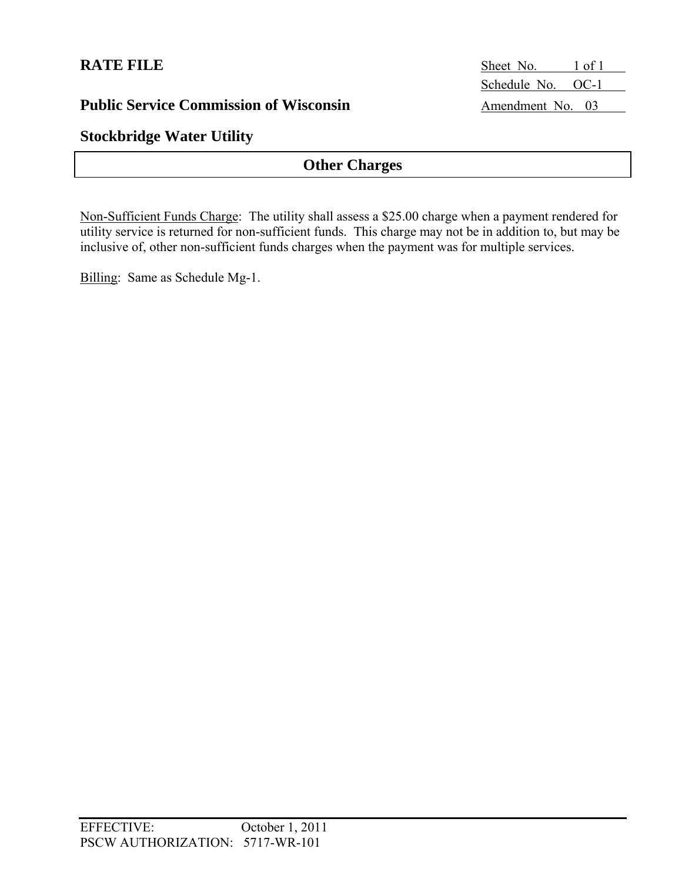**RATE FILE**

Sheet No. 1 of 1
Schedule No. OC-1
Amendment No. 03

**Public Service Commission of Wisconsin**

**Stockbridge Water Utility**

## Other Charges

Non-Sufficient Funds Charge: The utility shall assess a $25.00 charge when a payment rendered for utility service is returned for non-sufficient funds. This charge may not be in addition to, but may be inclusive of, other non-sufficient funds charges when the payment was for multiple services.

Billing: Same as Schedule Mg-1.

EFFECTIVE: October 1, 2011
PSCW AUTHORIZATION: 5717-WR-101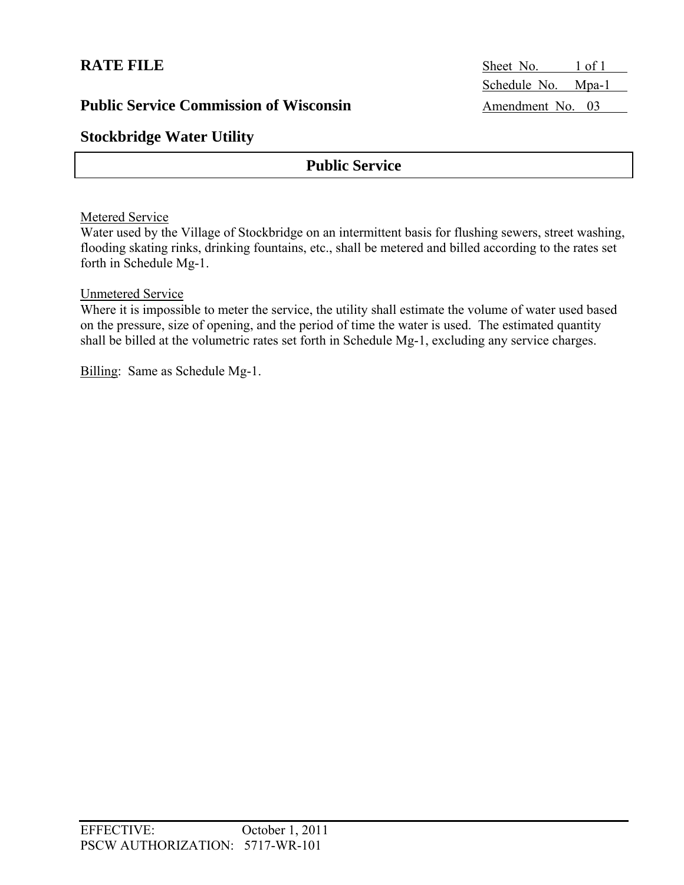**RATE FILE**

Sheet No. 1 of 1
Schedule No. Mpa-1
Amendment No. 03

**Public Service Commission of Wisconsin**

**Stockbridge Water Utility**

## Public Service

Metered Service
Water used by the Village of Stockbridge on an intermittent basis for flushing sewers, street washing, flooding skating rinks, drinking fountains, etc., shall be metered and billed according to the rates set forth in Schedule Mg-1.

Unmetered Service
Where it is impossible to meter the service, the utility shall estimate the volume of water used based on the pressure, size of opening, and the period of time the water is used. The estimated quantity shall be billed at the volumetric rates set forth in Schedule Mg-1, excluding any service charges.

Billing: Same as Schedule Mg-1.

EFFECTIVE: October 1, 2011
PSCW AUTHORIZATION: 5717-WR-101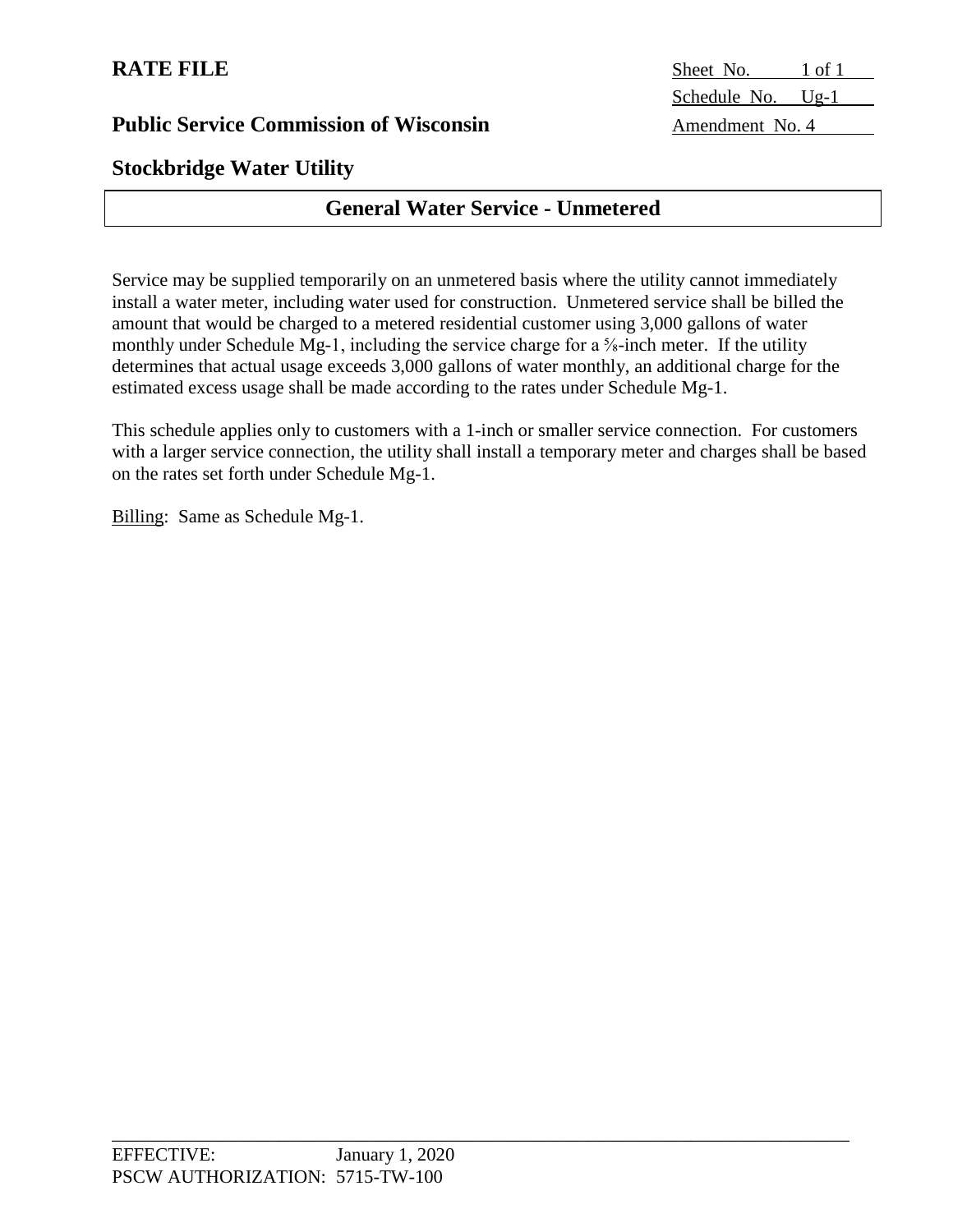**RATE FILE**

Sheet No. 1 of 1
Schedule No. Ug-1
Amendment No. 4

**Public Service Commission of Wisconsin**

**Stockbridge Water Utility**

## General Water Service - Unmetered

Service may be supplied temporarily on an unmetered basis where the utility cannot immediately install a water meter, including water used for construction. Unmetered service shall be billed the amount that would be charged to a metered residential customer using 3,000 gallons of water monthly under Schedule Mg-1, including the service charge for a ⅝-inch meter. If the utility determines that actual usage exceeds 3,000 gallons of water monthly, an additional charge for the estimated excess usage shall be made according to the rates under Schedule Mg-1.

This schedule applies only to customers with a 1-inch or smaller service connection. For customers with a larger service connection, the utility shall install a temporary meter and charges shall be based on the rates set forth under Schedule Mg-1.

Billing: Same as Schedule Mg-1.

EFFECTIVE: January 1, 2020
PSCW AUTHORIZATION: 5715-TW-100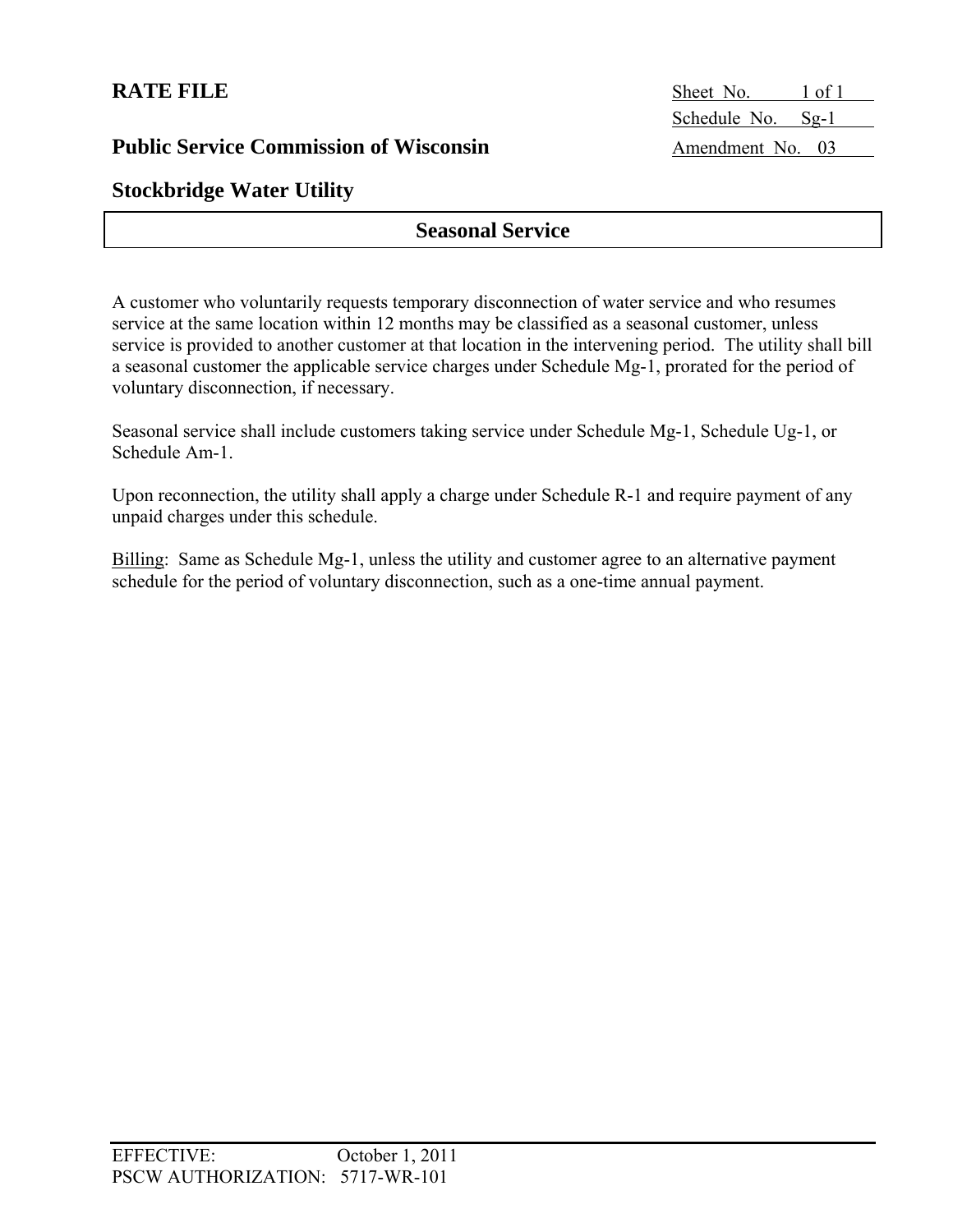**RATE FILE**

Sheet No. 1 of 1
Schedule No. Sg-1
Amendment No. 03

**Public Service Commission of Wisconsin**

**Stockbridge Water Utility**

## Seasonal Service

A customer who voluntarily requests temporary disconnection of water service and who resumes service at the same location within 12 months may be classified as a seasonal customer, unless service is provided to another customer at that location in the intervening period. The utility shall bill a seasonal customer the applicable service charges under Schedule Mg-1, prorated for the period of voluntary disconnection, if necessary.

Seasonal service shall include customers taking service under Schedule Mg-1, Schedule Ug-1, or Schedule Am-1.

Upon reconnection, the utility shall apply a charge under Schedule R-1 and require payment of any unpaid charges under this schedule.

Billing: Same as Schedule Mg-1, unless the utility and customer agree to an alternative payment schedule for the period of voluntary disconnection, such as a one-time annual payment.

EFFECTIVE: October 1, 2011
PSCW AUTHORIZATION: 5717-WR-101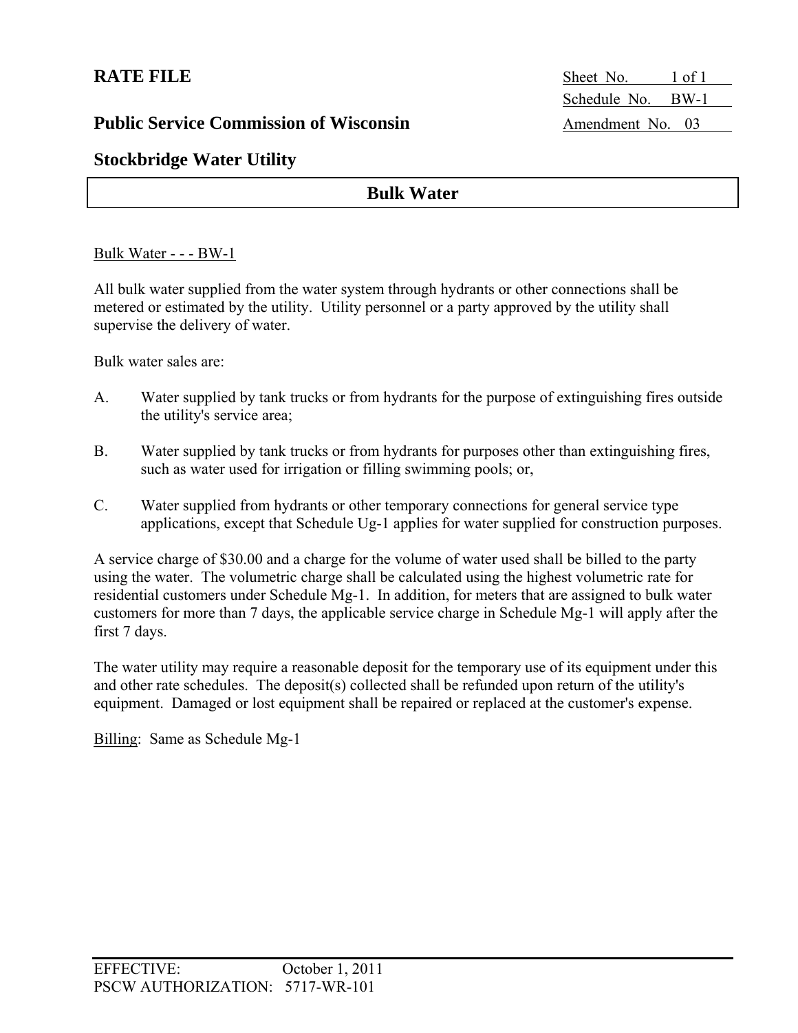**RATE FILE**

Sheet No. 1 of 1
Schedule No. BW-1
Amendment No. 03

**Public Service Commission of Wisconsin**

**Stockbridge Water Utility**

## Bulk Water

Bulk Water - - - BW-1

All bulk water supplied from the water system through hydrants or other connections shall be metered or estimated by the utility. Utility personnel or a party approved by the utility shall supervise the delivery of water.

Bulk water sales are:

A. Water supplied by tank trucks or from hydrants for the purpose of extinguishing fires outside the utility's service area;

B. Water supplied by tank trucks or from hydrants for purposes other than extinguishing fires, such as water used for irrigation or filling swimming pools; or,

C. Water supplied from hydrants or other temporary connections for general service type applications, except that Schedule Ug-1 applies for water supplied for construction purposes.

A service charge of $30.00 and a charge for the volume of water used shall be billed to the party using the water. The volumetric charge shall be calculated using the highest volumetric rate for residential customers under Schedule Mg-1. In addition, for meters that are assigned to bulk water customers for more than 7 days, the applicable service charge in Schedule Mg-1 will apply after the first 7 days.

The water utility may require a reasonable deposit for the temporary use of its equipment under this and other rate schedules. The deposit(s) collected shall be refunded upon return of the utility's equipment. Damaged or lost equipment shall be repaired or replaced at the customer's expense.

Billing: Same as Schedule Mg-1

EFFECTIVE: October 1, 2011
PSCW AUTHORIZATION: 5717-WR-101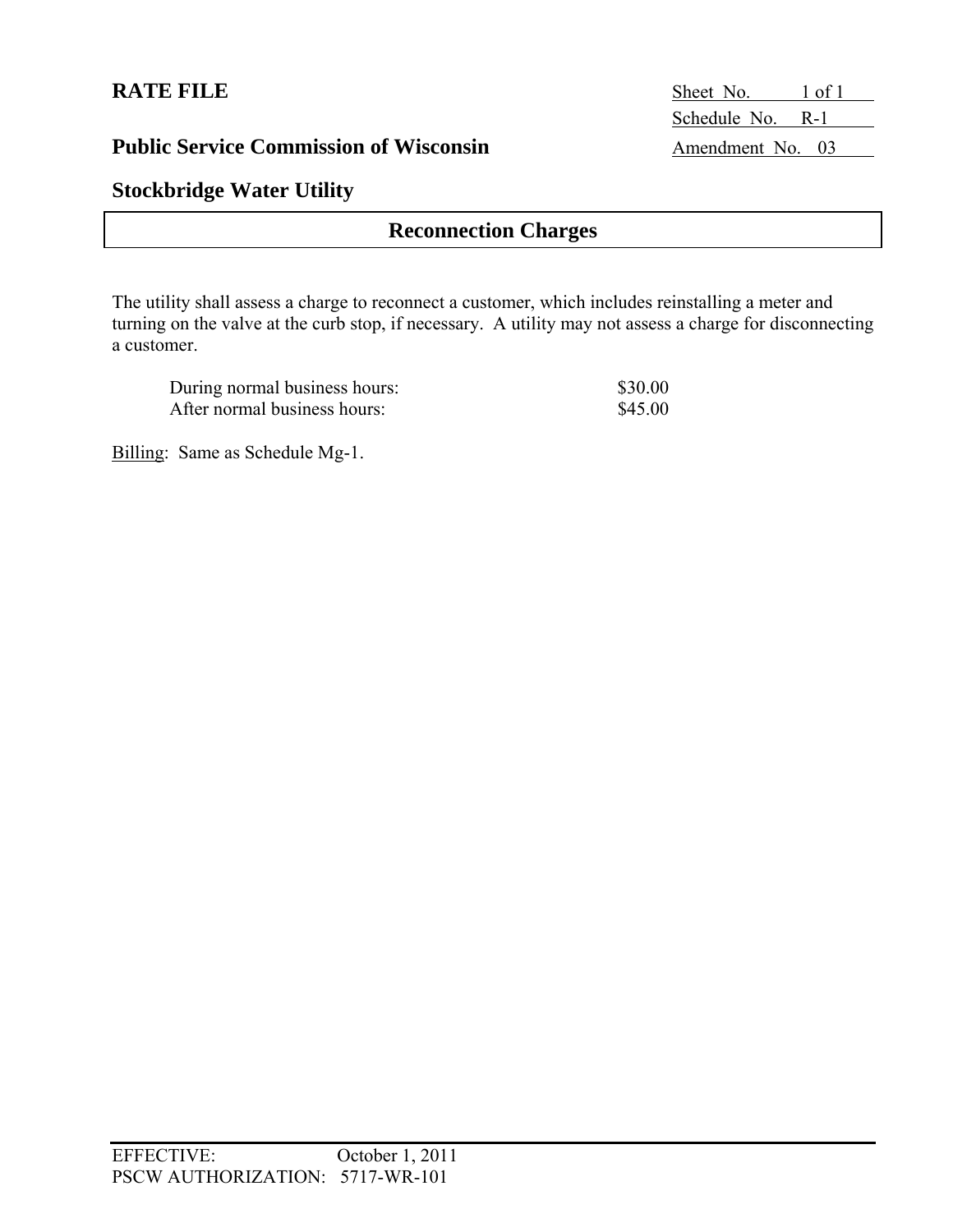**RATE FILE**

**Public Service Commission of Wisconsin**

Sheet No. 1 of 1
Schedule No. R-1
Amendment No. 03

## Stockbridge Water Utility

## Reconnection Charges

The utility shall assess a charge to reconnect a customer, which includes reinstalling a meter and turning on the valve at the curb stop, if necessary. A utility may not assess a charge for disconnecting a customer.

| | |
|---|---|
| During normal business hours: | $30.00 |
| After normal business hours: | $45.00 |

Billing: Same as Schedule Mg-1.

EFFECTIVE: October 1, 2011
PSCW AUTHORIZATION: 5717-WR-101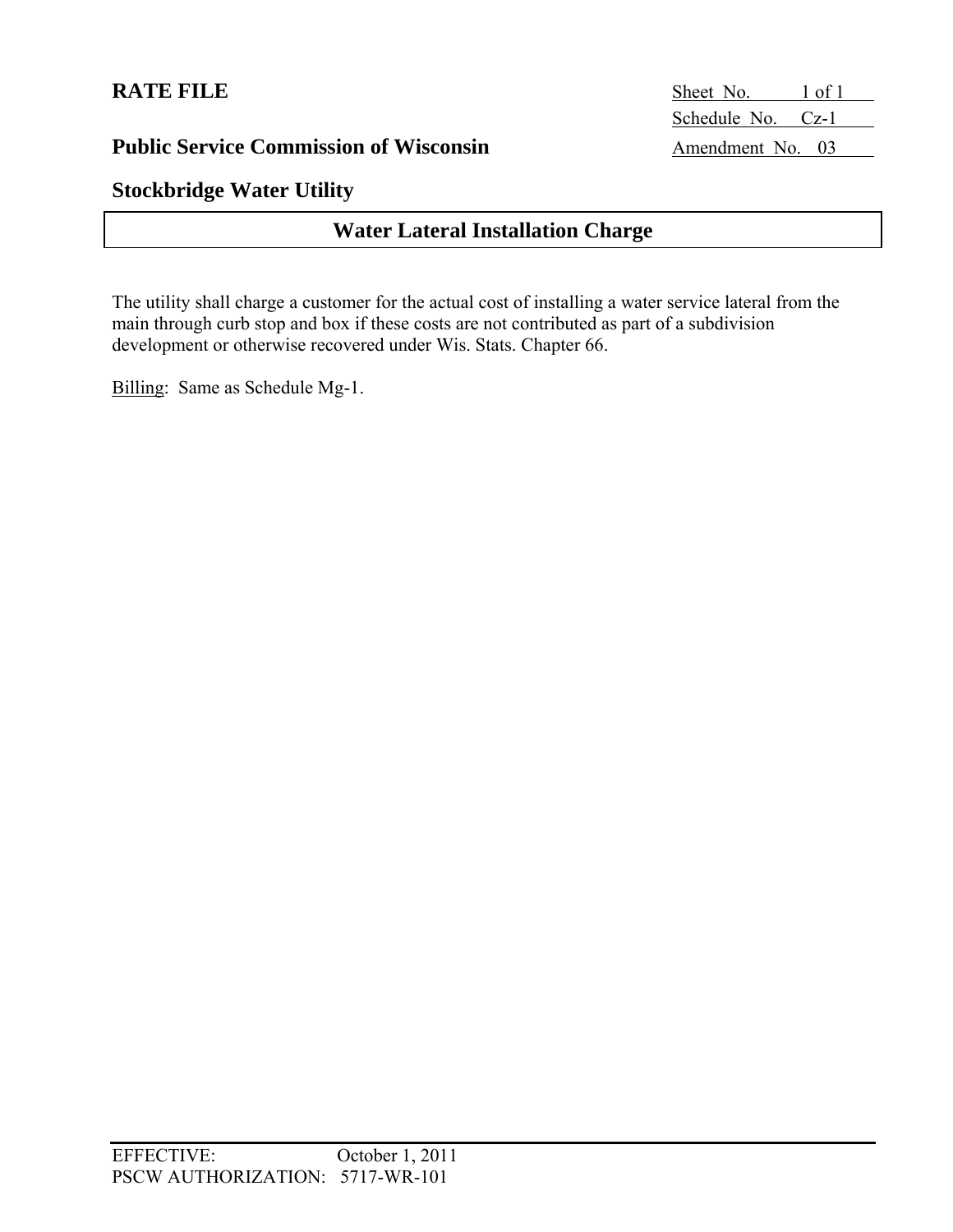**RATE FILE**

Sheet No. 1 of 1
Schedule No. Cz-1
Amendment No. 03

**Public Service Commission of Wisconsin**

**Stockbridge Water Utility**

## Water Lateral Installation Charge

The utility shall charge a customer for the actual cost of installing a water service lateral from the main through curb stop and box if these costs are not contributed as part of a subdivision development or otherwise recovered under Wis. Stats. Chapter 66.

Billing: Same as Schedule Mg-1.

EFFECTIVE: October 1, 2011
PSCW AUTHORIZATION: 5717-WR-101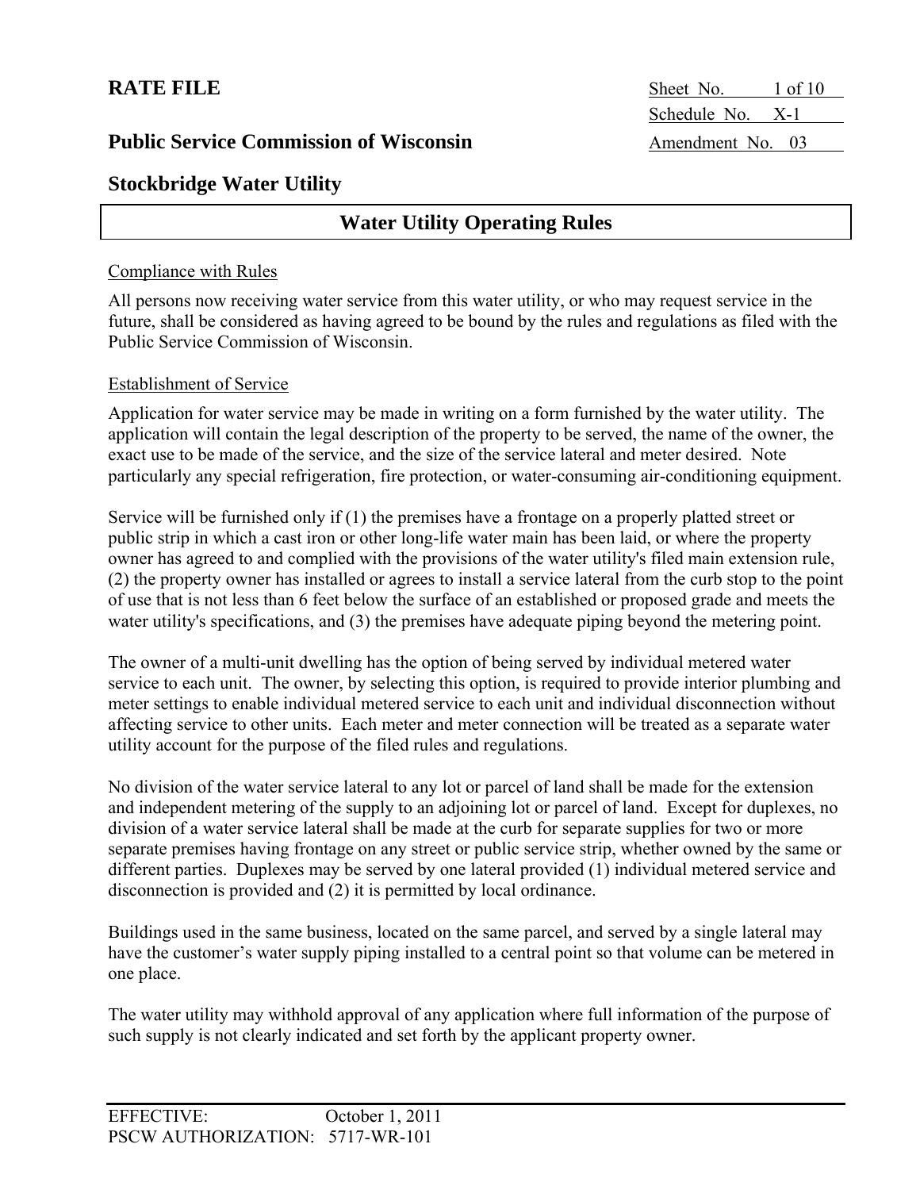**RATE FILE**

**Public Service Commission of Wisconsin**

**Stockbridge Water Utility**

Sheet No. 1 of 10
Schedule No. X-1
Amendment No. 03

## Water Utility Operating Rules

Compliance with Rules

All persons now receiving water service from this water utility, or who may request service in the future, shall be considered as having agreed to be bound by the rules and regulations as filed with the Public Service Commission of Wisconsin.

Establishment of Service

Application for water service may be made in writing on a form furnished by the water utility. The application will contain the legal description of the property to be served, the name of the owner, the exact use to be made of the service, and the size of the service lateral and meter desired. Note particularly any special refrigeration, fire protection, or water-consuming air-conditioning equipment.

Service will be furnished only if (1) the premises have a frontage on a properly platted street or public strip in which a cast iron or other long-life water main has been laid, or where the property owner has agreed to and complied with the provisions of the water utility's filed main extension rule, (2) the property owner has installed or agrees to install a service lateral from the curb stop to the point of use that is not less than 6 feet below the surface of an established or proposed grade and meets the water utility's specifications, and (3) the premises have adequate piping beyond the metering point.

The owner of a multi-unit dwelling has the option of being served by individual metered water service to each unit. The owner, by selecting this option, is required to provide interior plumbing and meter settings to enable individual metered service to each unit and individual disconnection without affecting service to other units. Each meter and meter connection will be treated as a separate water utility account for the purpose of the filed rules and regulations.

No division of the water service lateral to any lot or parcel of land shall be made for the extension and independent metering of the supply to an adjoining lot or parcel of land. Except for duplexes, no division of a water service lateral shall be made at the curb for separate supplies for two or more separate premises having frontage on any street or public service strip, whether owned by the same or different parties. Duplexes may be served by one lateral provided (1) individual metered service and disconnection is provided and (2) it is permitted by local ordinance.

Buildings used in the same business, located on the same parcel, and served by a single lateral may have the customer's water supply piping installed to a central point so that volume can be metered in one place.

The water utility may withhold approval of any application where full information of the purpose of such supply is not clearly indicated and set forth by the applicant property owner.

EFFECTIVE: October 1, 2011
PSCW AUTHORIZATION: 5717-WR-101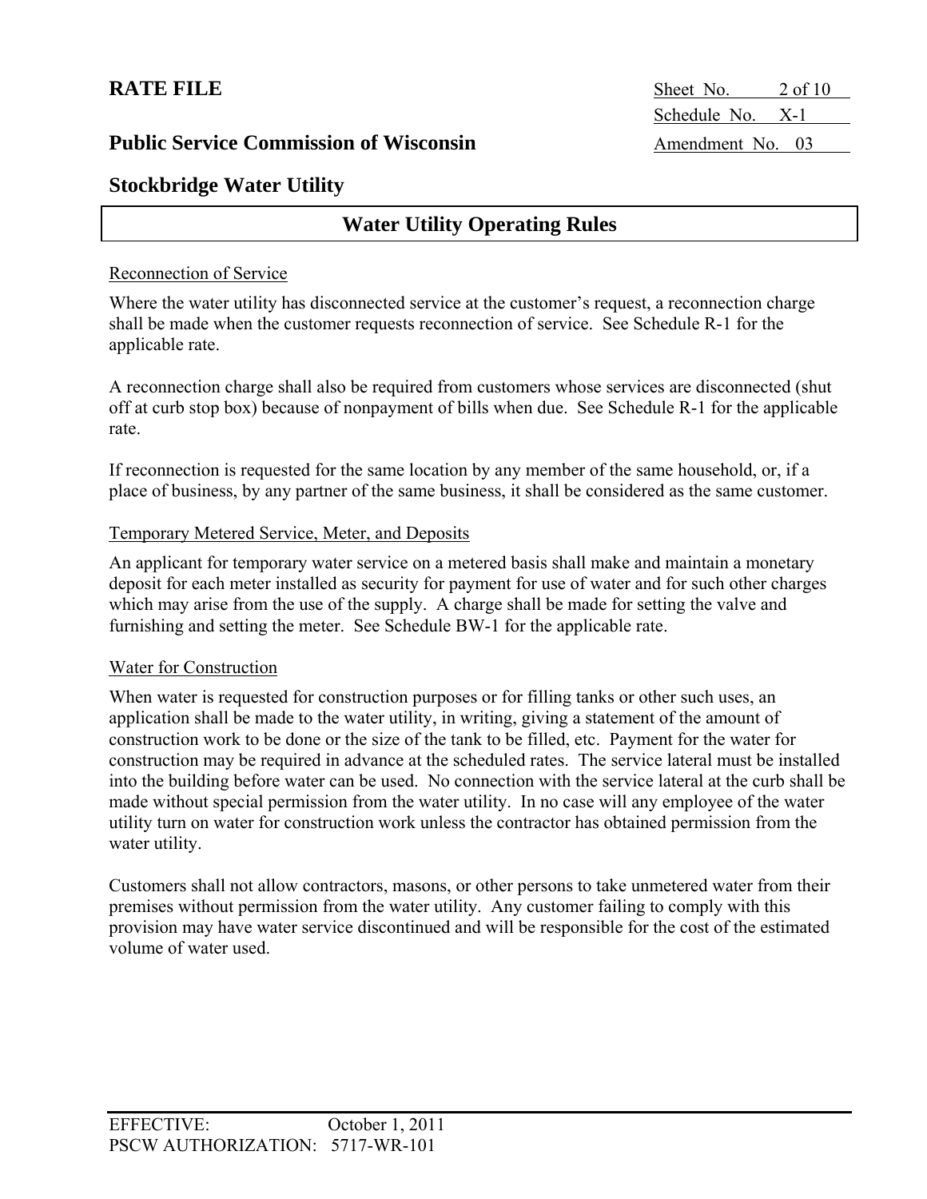# RATE FILE

Sheet No. 2 of 10
Schedule No. X-1
Amendment No. 03

## Public Service Commission of Wisconsin

## Stockbridge Water Utility

## Water Utility Operating Rules

### Reconnection of Service

Where the water utility has disconnected service at the customer's request, a reconnection charge shall be made when the customer requests reconnection of service. See Schedule R-1 for the applicable rate.

A reconnection charge shall also be required from customers whose services are disconnected (shut off at curb stop box) because of nonpayment of bills when due. See Schedule R-1 for the applicable rate.

If reconnection is requested for the same location by any member of the same household, or, if a place of business, by any partner of the same business, it shall be considered as the same customer.

### Temporary Metered Service, Meter, and Deposits

An applicant for temporary water service on a metered basis shall make and maintain a monetary deposit for each meter installed as security for payment for use of water and for such other charges which may arise from the use of the supply. A charge shall be made for setting the valve and furnishing and setting the meter. See Schedule BW-1 for the applicable rate.

### Water for Construction

When water is requested for construction purposes or for filling tanks or other such uses, an application shall be made to the water utility, in writing, giving a statement of the amount of construction work to be done or the size of the tank to be filled, etc. Payment for the water for construction may be required in advance at the scheduled rates. The service lateral must be installed into the building before water can be used. No connection with the service lateral at the curb shall be made without special permission from the water utility. In no case will any employee of the water utility turn on water for construction work unless the contractor has obtained permission from the water utility.

Customers shall not allow contractors, masons, or other persons to take unmetered water from their premises without permission from the water utility. Any customer failing to comply with this provision may have water service discontinued and will be responsible for the cost of the estimated volume of water used.

EFFECTIVE: October 1, 2011
PSCW AUTHORIZATION: 5717-WR-101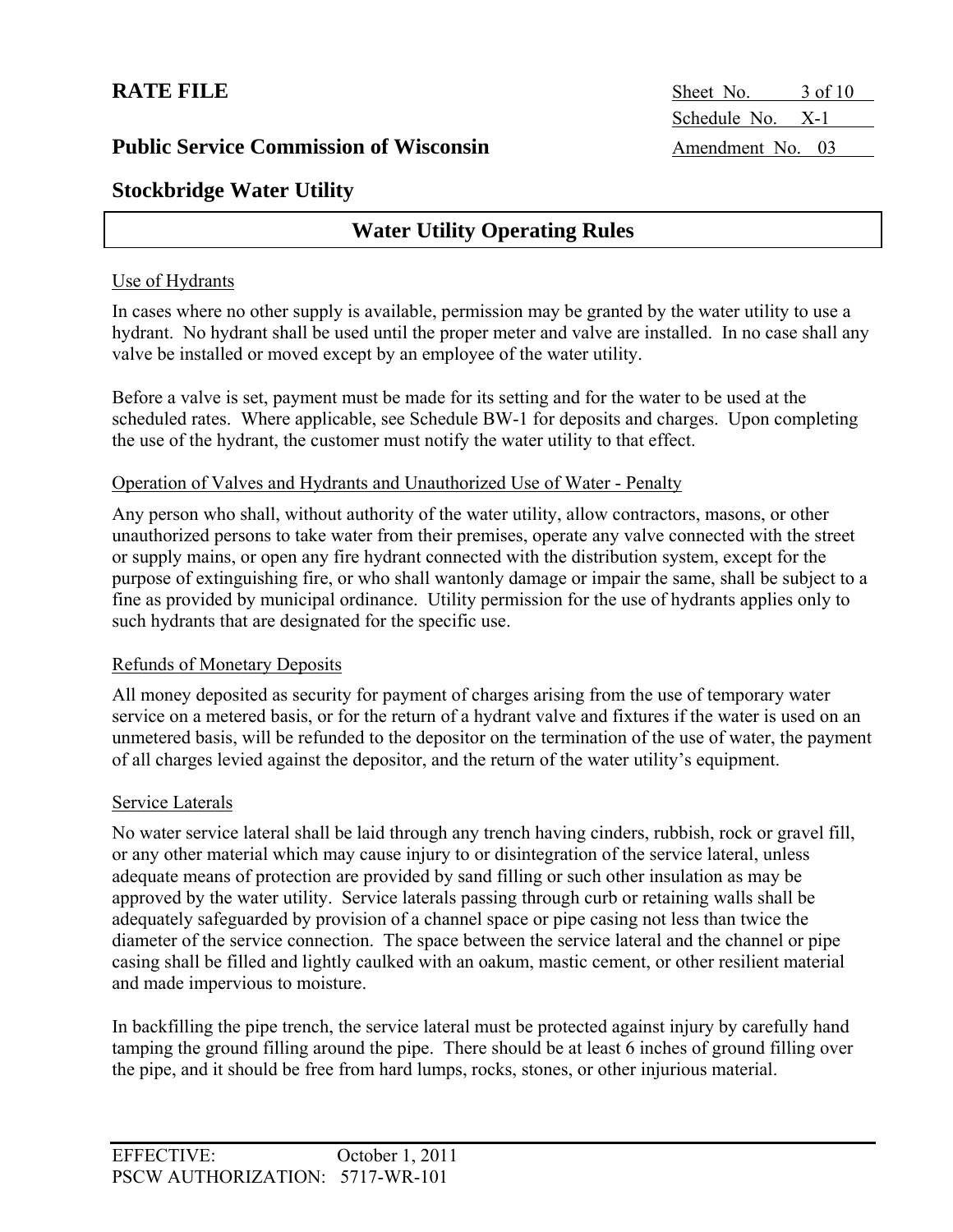**RATE FILE**

**Public Service Commission of Wisconsin**

**Stockbridge Water Utility**

Sheet No. 3 of 10
Schedule No. X-1
Amendment No. 03

## Water Utility Operating Rules

Use of Hydrants

In cases where no other supply is available, permission may be granted by the water utility to use a hydrant. No hydrant shall be used until the proper meter and valve are installed. In no case shall any valve be installed or moved except by an employee of the water utility.

Before a valve is set, payment must be made for its setting and for the water to be used at the scheduled rates. Where applicable, see Schedule BW-1 for deposits and charges. Upon completing the use of the hydrant, the customer must notify the water utility to that effect.

Operation of Valves and Hydrants and Unauthorized Use of Water - Penalty

Any person who shall, without authority of the water utility, allow contractors, masons, or other unauthorized persons to take water from their premises, operate any valve connected with the street or supply mains, or open any fire hydrant connected with the distribution system, except for the purpose of extinguishing fire, or who shall wantonly damage or impair the same, shall be subject to a fine as provided by municipal ordinance. Utility permission for the use of hydrants applies only to such hydrants that are designated for the specific use.

Refunds of Monetary Deposits

All money deposited as security for payment of charges arising from the use of temporary water service on a metered basis, or for the return of a hydrant valve and fixtures if the water is used on an unmetered basis, will be refunded to the depositor on the termination of the use of water, the payment of all charges levied against the depositor, and the return of the water utility's equipment.

Service Laterals

No water service lateral shall be laid through any trench having cinders, rubbish, rock or gravel fill, or any other material which may cause injury to or disintegration of the service lateral, unless adequate means of protection are provided by sand filling or such other insulation as may be approved by the water utility. Service laterals passing through curb or retaining walls shall be adequately safeguarded by provision of a channel space or pipe casing not less than twice the diameter of the service connection. The space between the service lateral and the channel or pipe casing shall be filled and lightly caulked with an oakum, mastic cement, or other resilient material and made impervious to moisture.

In backfilling the pipe trench, the service lateral must be protected against injury by carefully hand tamping the ground filling around the pipe. There should be at least 6 inches of ground filling over the pipe, and it should be free from hard lumps, rocks, stones, or other injurious material.

EFFECTIVE: October 1, 2011
PSCW AUTHORIZATION: 5717-WR-101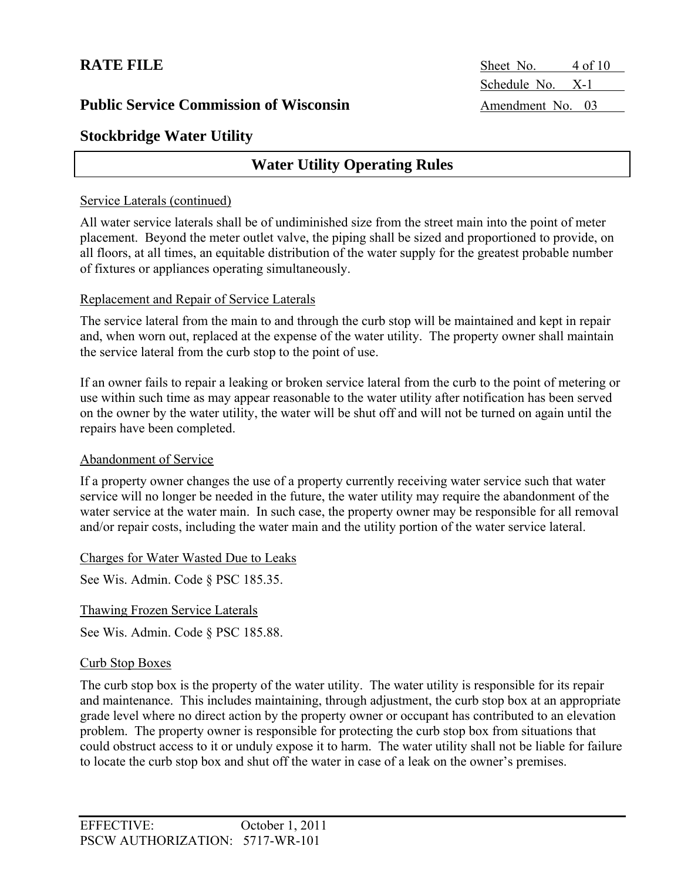## Water Utility Operating Rules

Service Laterals (continued)

All water service laterals shall be of undiminished size from the street main into the point of meter placement. Beyond the meter outlet valve, the piping shall be sized and proportioned to provide, on all floors, at all times, an equitable distribution of the water supply for the greatest probable number of fixtures or appliances operating simultaneously.

Replacement and Repair of Service Laterals

The service lateral from the main to and through the curb stop will be maintained and kept in repair and, when worn out, replaced at the expense of the water utility. The property owner shall maintain the service lateral from the curb stop to the point of use.

If an owner fails to repair a leaking or broken service lateral from the curb to the point of metering or use within such time as may appear reasonable to the water utility after notification has been served on the owner by the water utility, the water will be shut off and will not be turned on again until the repairs have been completed.

Abandonment of Service

If a property owner changes the use of a property currently receiving water service such that water service will no longer be needed in the future, the water utility may require the abandonment of the water service at the water main. In such case, the property owner may be responsible for all removal and/or repair costs, including the water main and the utility portion of the water service lateral.

Charges for Water Wasted Due to Leaks

See Wis. Admin. Code § PSC 185.35.

Thawing Frozen Service Laterals

See Wis. Admin. Code § PSC 185.88.

Curb Stop Boxes

The curb stop box is the property of the water utility. The water utility is responsible for its repair and maintenance. This includes maintaining, through adjustment, the curb stop box at an appropriate grade level where no direct action by the property owner or occupant has contributed to an elevation problem. The property owner is responsible for protecting the curb stop box from situations that could obstruct access to it or unduly expose it to harm. The water utility shall not be liable for failure to locate the curb stop box and shut off the water in case of a leak on the owner's premises.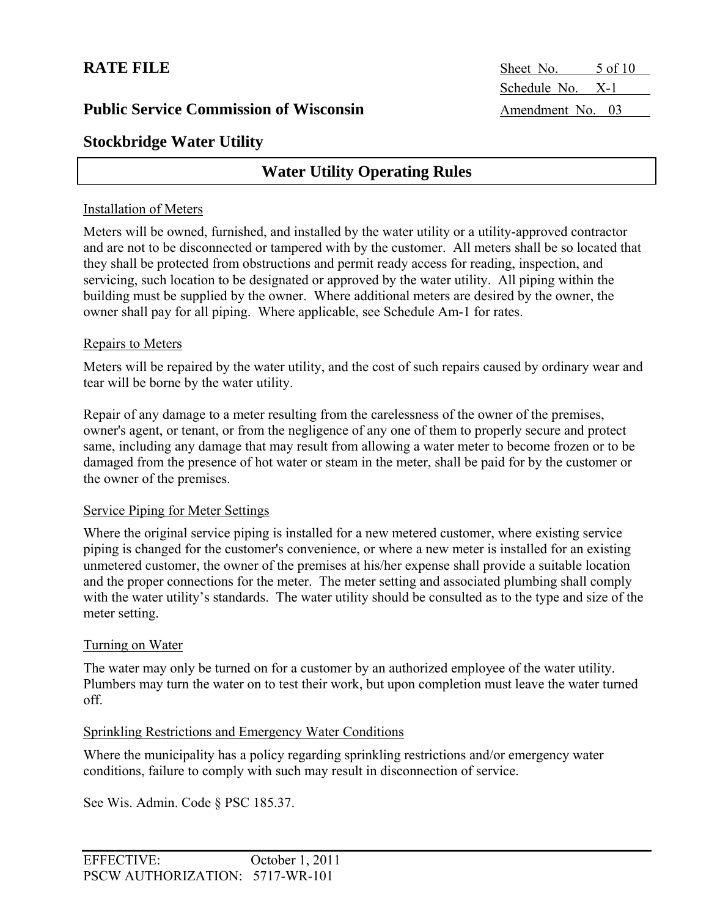## Water Utility Operating Rules

Installation of Meters

Meters will be owned, furnished, and installed by the water utility or a utility-approved contractor and are not to be disconnected or tampered with by the customer. All meters shall be so located that they shall be protected from obstructions and permit ready access for reading, inspection, and servicing, such location to be designated or approved by the water utility. All piping within the building must be supplied by the owner. Where additional meters are desired by the owner, the owner shall pay for all piping. Where applicable, see Schedule Am-1 for rates.

Repairs to Meters

Meters will be repaired by the water utility, and the cost of such repairs caused by ordinary wear and tear will be borne by the water utility.

Repair of any damage to a meter resulting from the carelessness of the owner of the premises, owner's agent, or tenant, or from the negligence of any one of them to properly secure and protect same, including any damage that may result from allowing a water meter to become frozen or to be damaged from the presence of hot water or steam in the meter, shall be paid for by the customer or the owner of the premises.

Service Piping for Meter Settings

Where the original service piping is installed for a new metered customer, where existing service piping is changed for the customer's convenience, or where a new meter is installed for an existing unmetered customer, the owner of the premises at his/her expense shall provide a suitable location and the proper connections for the meter. The meter setting and associated plumbing shall comply with the water utility's standards. The water utility should be consulted as to the type and size of the meter setting.

Turning on Water

The water may only be turned on for a customer by an authorized employee of the water utility. Plumbers may turn the water on to test their work, but upon completion must leave the water turned off.

Sprinkling Restrictions and Emergency Water Conditions

Where the municipality has a policy regarding sprinkling restrictions and/or emergency water conditions, failure to comply with such may result in disconnection of service.

See Wis. Admin. Code § PSC 185.37.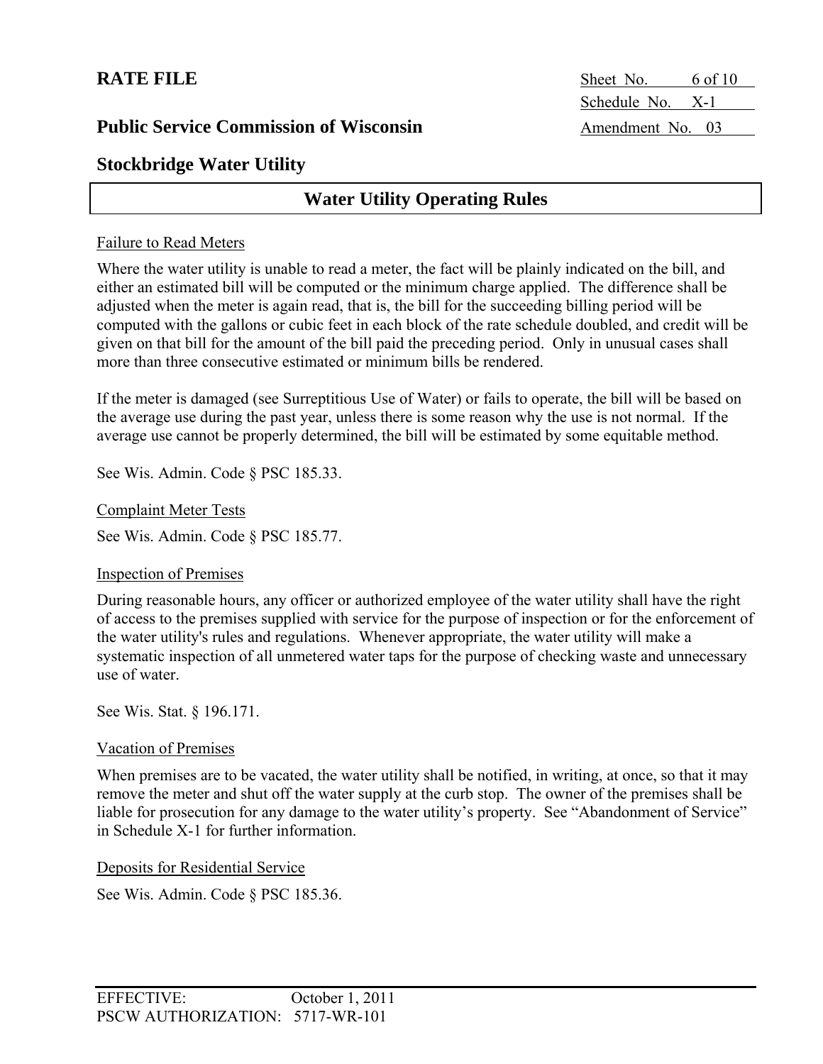## Water Utility Operating Rules

Failure to Read Meters

Where the water utility is unable to read a meter, the fact will be plainly indicated on the bill, and either an estimated bill will be computed or the minimum charge applied. The difference shall be adjusted when the meter is again read, that is, the bill for the succeeding billing period will be computed with the gallons or cubic feet in each block of the rate schedule doubled, and credit will be given on that bill for the amount of the bill paid the preceding period. Only in unusual cases shall more than three consecutive estimated or minimum bills be rendered.

If the meter is damaged (see Surreptitious Use of Water) or fails to operate, the bill will be based on the average use during the past year, unless there is some reason why the use is not normal. If the average use cannot be properly determined, the bill will be estimated by some equitable method.

See Wis. Admin. Code § PSC 185.33.

Complaint Meter Tests

See Wis. Admin. Code § PSC 185.77.

Inspection of Premises

During reasonable hours, any officer or authorized employee of the water utility shall have the right of access to the premises supplied with service for the purpose of inspection or for the enforcement of the water utility's rules and regulations. Whenever appropriate, the water utility will make a systematic inspection of all unmetered water taps for the purpose of checking waste and unnecessary use of water.

See Wis. Stat. § 196.171.

Vacation of Premises

When premises are to be vacated, the water utility shall be notified, in writing, at once, so that it may remove the meter and shut off the water supply at the curb stop. The owner of the premises shall be liable for prosecution for any damage to the water utility's property. See "Abandonment of Service" in Schedule X-1 for further information.

Deposits for Residential Service

See Wis. Admin. Code § PSC 185.36.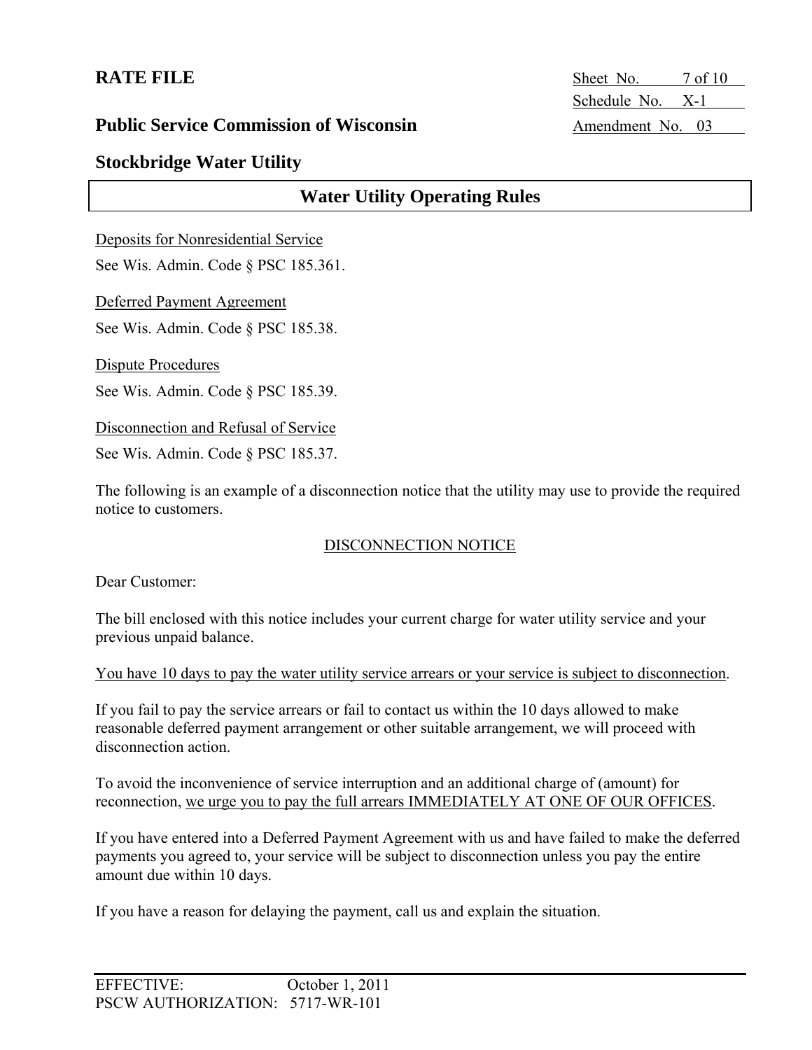## Water Utility Operating Rules

Deposits for Nonresidential Service

See Wis. Admin. Code § PSC 185.361.

Deferred Payment Agreement

See Wis. Admin. Code § PSC 185.38.

Dispute Procedures

See Wis. Admin. Code § PSC 185.39.

Disconnection and Refusal of Service

See Wis. Admin. Code § PSC 185.37.

The following is an example of a disconnection notice that the utility may use to provide the required notice to customers.

DISCONNECTION NOTICE

Dear Customer:

The bill enclosed with this notice includes your current charge for water utility service and your previous unpaid balance.

You have 10 days to pay the water utility service arrears or your service is subject to disconnection.

If you fail to pay the service arrears or fail to contact us within the 10 days allowed to make reasonable deferred payment arrangement or other suitable arrangement, we will proceed with disconnection action.

To avoid the inconvenience of service interruption and an additional charge of (amount) for reconnection, we urge you to pay the full arrears IMMEDIATELY AT ONE OF OUR OFFICES.

If you have entered into a Deferred Payment Agreement with us and have failed to make the deferred payments you agreed to, your service will be subject to disconnection unless you pay the entire amount due within 10 days.

If you have a reason for delaying the payment, call us and explain the situation.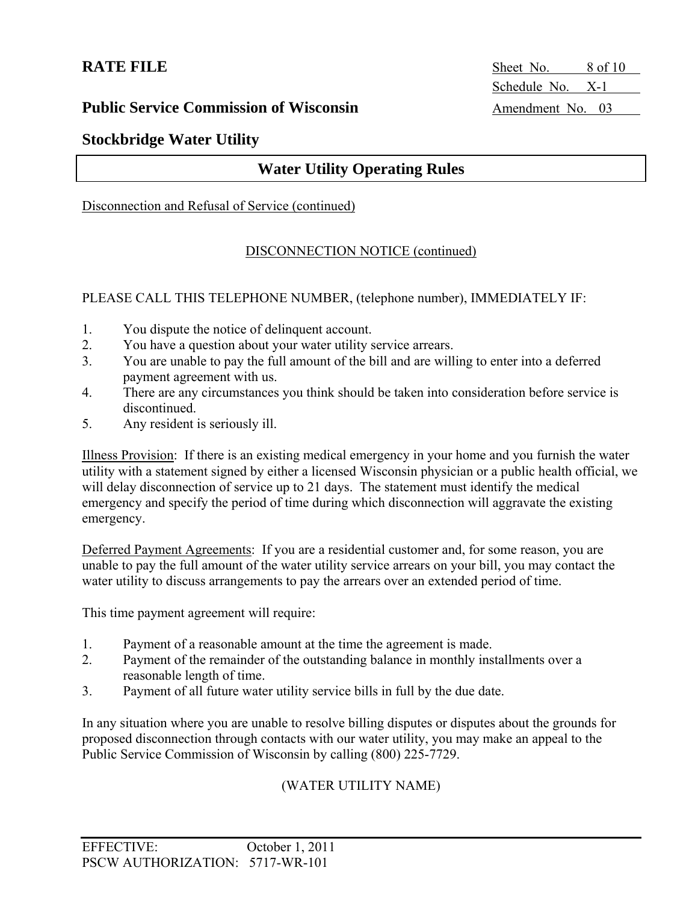## Water Utility Operating Rules

Disconnection and Refusal of Service (continued)

DISCONNECTION NOTICE (continued)

PLEASE CALL THIS TELEPHONE NUMBER, (telephone number), IMMEDIATELY IF:

1. You dispute the notice of delinquent account.
2. You have a question about your water utility service arrears.
3. You are unable to pay the full amount of the bill and are willing to enter into a deferred payment agreement with us.
4. There are any circumstances you think should be taken into consideration before service is discontinued.
5. Any resident is seriously ill.

Illness Provision: If there is an existing medical emergency in your home and you furnish the water utility with a statement signed by either a licensed Wisconsin physician or a public health official, we will delay disconnection of service up to 21 days. The statement must identify the medical emergency and specify the period of time during which disconnection will aggravate the existing emergency.

Deferred Payment Agreements: If you are a residential customer and, for some reason, you are unable to pay the full amount of the water utility service arrears on your bill, you may contact the water utility to discuss arrangements to pay the arrears over an extended period of time.

This time payment agreement will require:

1. Payment of a reasonable amount at the time the agreement is made.
2. Payment of the remainder of the outstanding balance in monthly installments over a reasonable length of time.
3. Payment of all future water utility service bills in full by the due date.

In any situation where you are unable to resolve billing disputes or disputes about the grounds for proposed disconnection through contacts with our water utility, you may make an appeal to the Public Service Commission of Wisconsin by calling (800) 225-7729.

(WATER UTILITY NAME)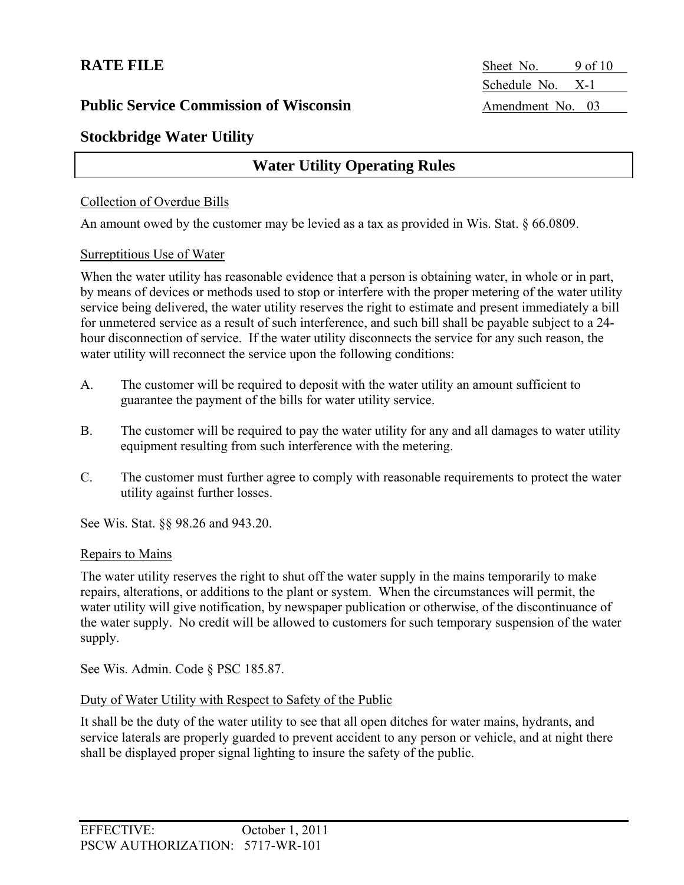# RATE FILE

Sheet No. 9 of 10
Schedule No. X-1
Amendment No. 03

## Public Service Commission of Wisconsin

## Stockbridge Water Utility

## Water Utility Operating Rules

Collection of Overdue Bills

An amount owed by the customer may be levied as a tax as provided in Wis. Stat. § 66.0809.

Surreptitious Use of Water

When the water utility has reasonable evidence that a person is obtaining water, in whole or in part, by means of devices or methods used to stop or interfere with the proper metering of the water utility service being delivered, the water utility reserves the right to estimate and present immediately a bill for unmetered service as a result of such interference, and such bill shall be payable subject to a 24-hour disconnection of service. If the water utility disconnects the service for any such reason, the water utility will reconnect the service upon the following conditions:

A. The customer will be required to deposit with the water utility an amount sufficient to guarantee the payment of the bills for water utility service.

B. The customer will be required to pay the water utility for any and all damages to water utility equipment resulting from such interference with the metering.

C. The customer must further agree to comply with reasonable requirements to protect the water utility against further losses.

See Wis. Stat. §§ 98.26 and 943.20.

Repairs to Mains

The water utility reserves the right to shut off the water supply in the mains temporarily to make repairs, alterations, or additions to the plant or system. When the circumstances will permit, the water utility will give notification, by newspaper publication or otherwise, of the discontinuance of the water supply. No credit will be allowed to customers for such temporary suspension of the water supply.

See Wis. Admin. Code § PSC 185.87.

Duty of Water Utility with Respect to Safety of the Public

It shall be the duty of the water utility to see that all open ditches for water mains, hydrants, and service laterals are properly guarded to prevent accident to any person or vehicle, and at night there shall be displayed proper signal lighting to insure the safety of the public.

EFFECTIVE: October 1, 2011
PSCW AUTHORIZATION: 5717-WR-101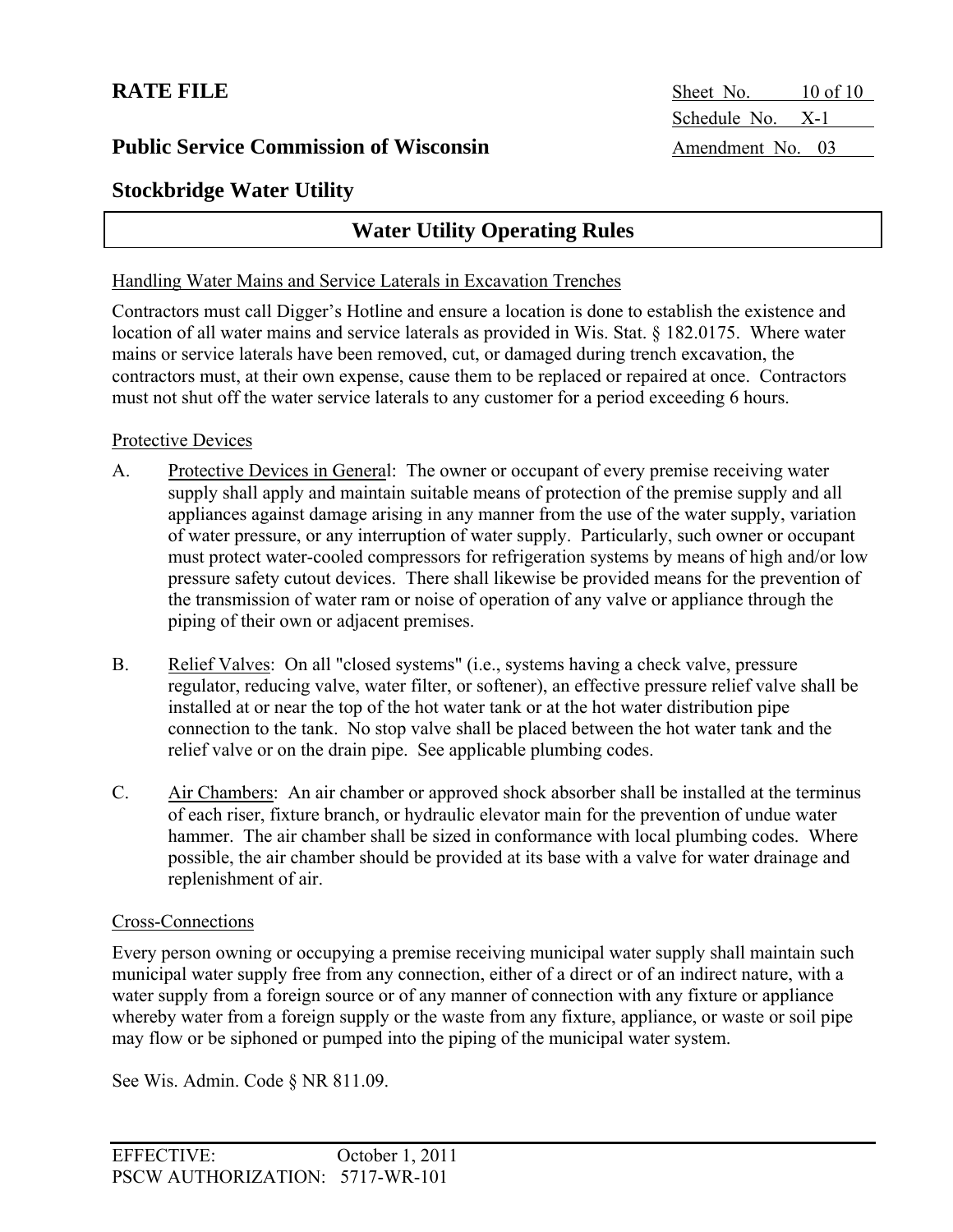## Water Utility Operating Rules

Handling Water Mains and Service Laterals in Excavation Trenches

Contractors must call Digger's Hotline and ensure a location is done to establish the existence and location of all water mains and service laterals as provided in Wis. Stat. § 182.0175. Where water mains or service laterals have been removed, cut, or damaged during trench excavation, the contractors must, at their own expense, cause them to be replaced or repaired at once. Contractors must not shut off the water service laterals to any customer for a period exceeding 6 hours.

Protective Devices

A. Protective Devices in General: The owner or occupant of every premise receiving water supply shall apply and maintain suitable means of protection of the premise supply and all appliances against damage arising in any manner from the use of the water supply, variation of water pressure, or any interruption of water supply. Particularly, such owner or occupant must protect water-cooled compressors for refrigeration systems by means of high and/or low pressure safety cutout devices. There shall likewise be provided means for the prevention of the transmission of water ram or noise of operation of any valve or appliance through the piping of their own or adjacent premises.

B. Relief Valves: On all "closed systems" (i.e., systems having a check valve, pressure regulator, reducing valve, water filter, or softener), an effective pressure relief valve shall be installed at or near the top of the hot water tank or at the hot water distribution pipe connection to the tank. No stop valve shall be placed between the hot water tank and the relief valve or on the drain pipe. See applicable plumbing codes.

C. Air Chambers: An air chamber or approved shock absorber shall be installed at the terminus of each riser, fixture branch, or hydraulic elevator main for the prevention of undue water hammer. The air chamber shall be sized in conformance with local plumbing codes. Where possible, the air chamber should be provided at its base with a valve for water drainage and replenishment of air.

Cross-Connections

Every person owning or occupying a premise receiving municipal water supply shall maintain such municipal water supply free from any connection, either of a direct or of an indirect nature, with a water supply from a foreign source or of any manner of connection with any fixture or appliance whereby water from a foreign supply or the waste from any fixture, appliance, or waste or soil pipe may flow or be siphoned or pumped into the piping of the municipal water system.

See Wis. Admin. Code § NR 811.09.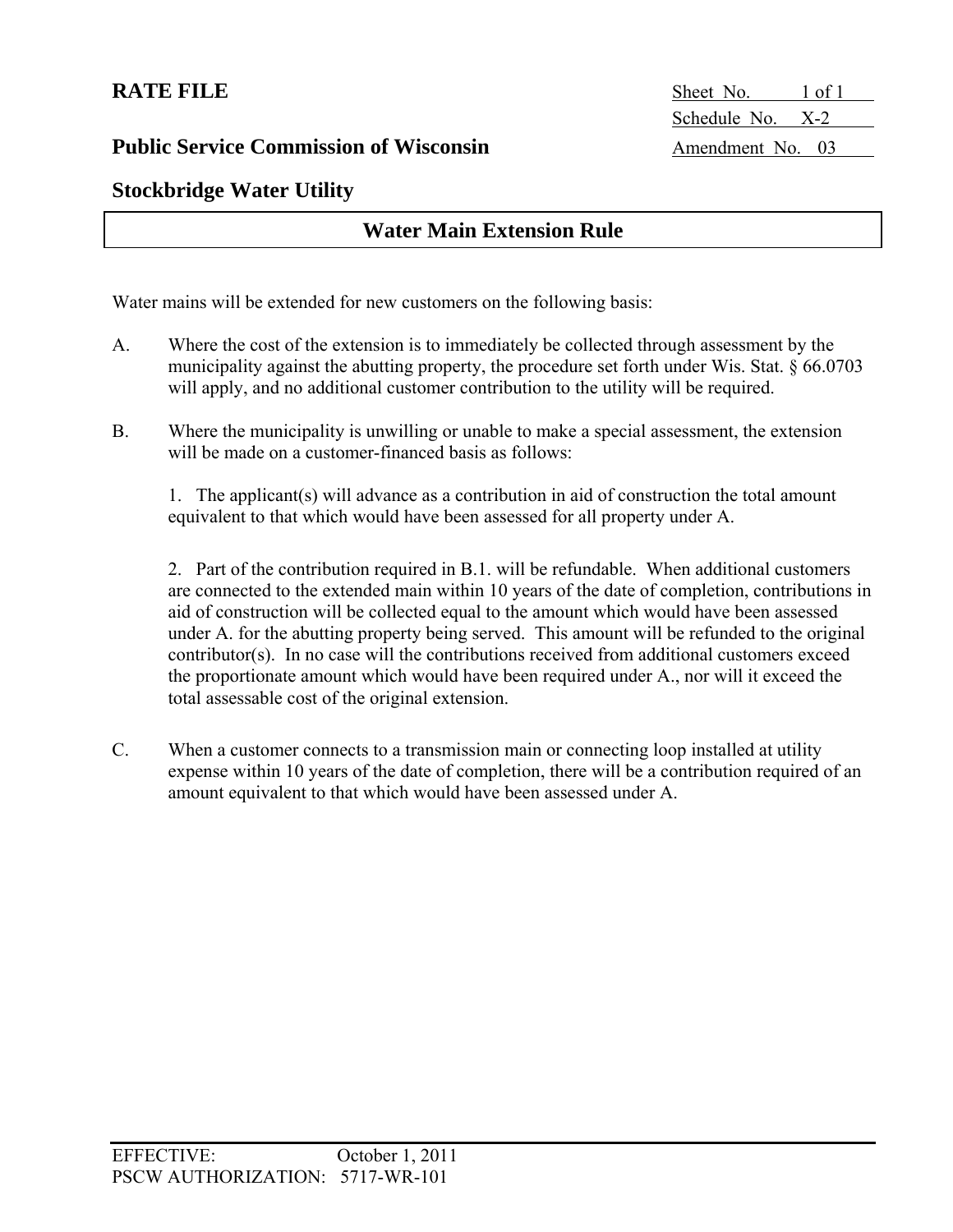**RATE FILE**

Sheet No. 1 of 1
Schedule No. X-2
Amendment No. 03

**Public Service Commission of Wisconsin**

**Stockbridge Water Utility**

## Water Main Extension Rule

Water mains will be extended for new customers on the following basis:

A. Where the cost of the extension is to immediately be collected through assessment by the municipality against the abutting property, the procedure set forth under Wis. Stat. § 66.0703 will apply, and no additional customer contribution to the utility will be required.

B. Where the municipality is unwilling or unable to make a special assessment, the extension will be made on a customer-financed basis as follows:

1. The applicant(s) will advance as a contribution in aid of construction the total amount equivalent to that which would have been assessed for all property under A.

2. Part of the contribution required in B.1. will be refundable. When additional customers are connected to the extended main within 10 years of the date of completion, contributions in aid of construction will be collected equal to the amount which would have been assessed under A. for the abutting property being served. This amount will be refunded to the original contributor(s). In no case will the contributions received from additional customers exceed the proportionate amount which would have been required under A., nor will it exceed the total assessable cost of the original extension.

C. When a customer connects to a transmission main or connecting loop installed at utility expense within 10 years of the date of completion, there will be a contribution required of an amount equivalent to that which would have been assessed under A.

EFFECTIVE: October 1, 2011
PSCW AUTHORIZATION: 5717-WR-101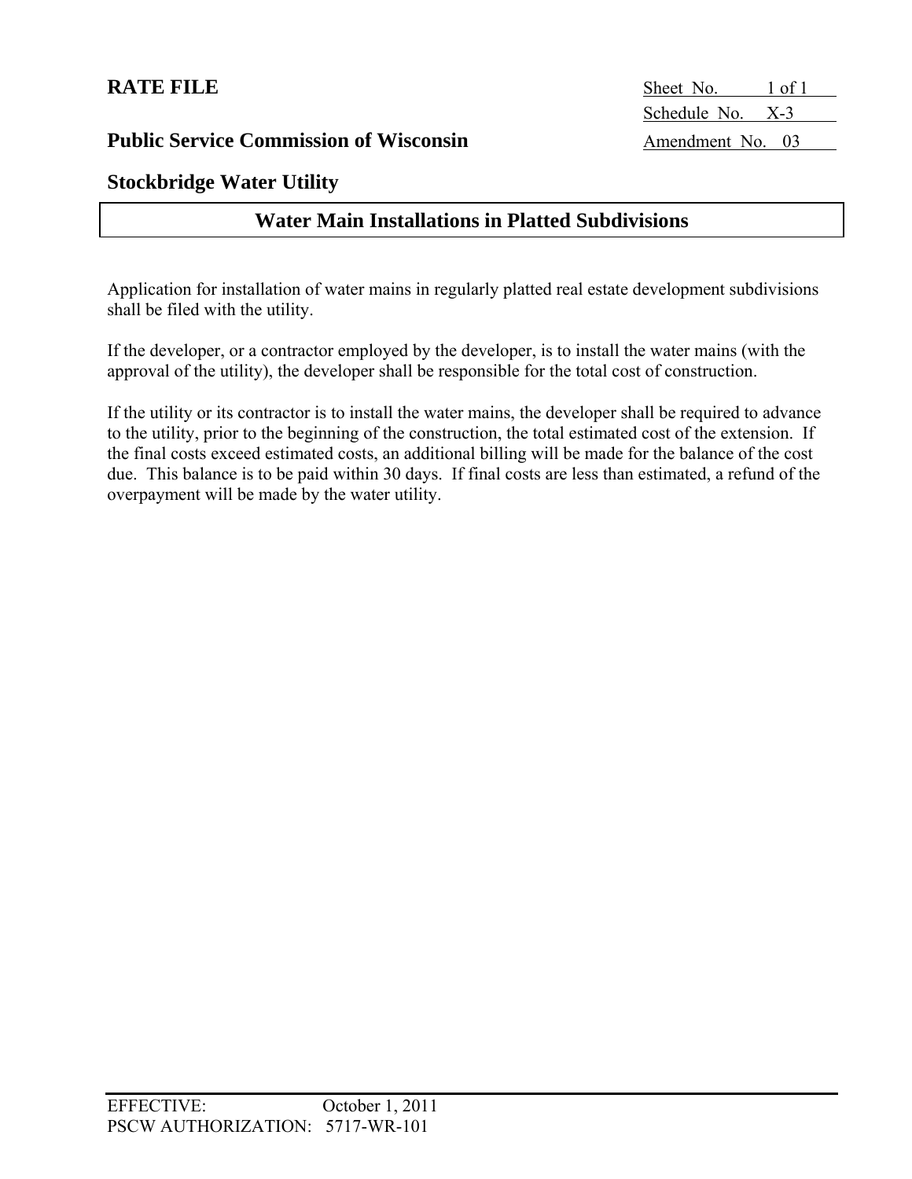**RATE FILE**

Sheet No. 1 of 1
Schedule No. X-3
Amendment No. 03

**Public Service Commission of Wisconsin**

**Stockbridge Water Utility**

## Water Main Installations in Platted Subdivisions

Application for installation of water mains in regularly platted real estate development subdivisions shall be filed with the utility.

If the developer, or a contractor employed by the developer, is to install the water mains (with the approval of the utility), the developer shall be responsible for the total cost of construction.

If the utility or its contractor is to install the water mains, the developer shall be required to advance to the utility, prior to the beginning of the construction, the total estimated cost of the extension. If the final costs exceed estimated costs, an additional billing will be made for the balance of the cost due. This balance is to be paid within 30 days. If final costs are less than estimated, a refund of the overpayment will be made by the water utility.

EFFECTIVE: October 1, 2011
PSCW AUTHORIZATION: 5717-WR-101